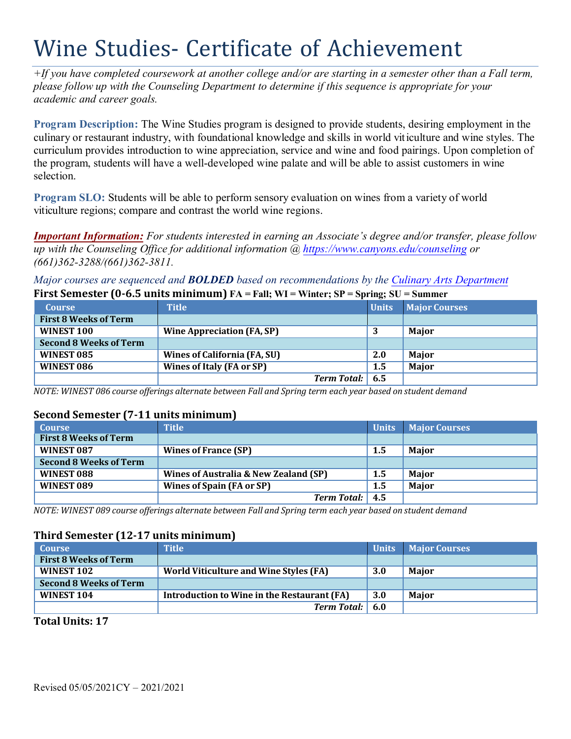# Wine Studies- Certificate of Achievement

*+If you have completed coursework at another college and/or are starting in a semester other than a Fall term, please follow up with the Counseling Department to determine if this sequence is appropriate for your academic and career goals.*

**Program Description:** The Wine Studies program is designed to provide students, desiring employment in the culinary or restaurant industry, with foundational knowledge and skills in world viticulture and wine styles. The curriculum provides introduction to wine appreciation, service and wine and food pairings. Upon completion of the program, students will have a well-developed wine palate and will be able to assist customers in wine selection.

**Program SLO:** Students will be able to perform sensory evaluation on wines from a variety of world viticulture regions; compare and contrast the world wine regions.

***Important Information:*** *For students interested in earning an Associate's degree and/or transfer, please follow up with the Counseling Office for additional information @ https://www.canyons.edu/counseling or (661)362-3288/(661)362-3811.*

*Major courses are sequenced and **BOLDED** based on recommendations by the Culinary Arts Department*

**First Semester (0-6.5 units minimum)** FA = Fall; WI = Winter; SP = Spring; SU = Summer

| Course | Title | Units | Major Courses |
|---|---|---|---|
| **First 8 Weeks of Term** | | | |
| **WINEST 100** | **Wine Appreciation (FA, SP)** | **3** | **Major** |
| **Second 8 Weeks of Term** | | | |
| **WINEST 085** | **Wines of California (FA, SU)** | **2.0** | **Major** |
| **WINEST 086** | **Wines of Italy (FA or SP)** | **1.5** | **Major** |
| | ***Term Total:*** | **6.5** | |

*NOTE: WINEST 086 course offerings alternate between Fall and Spring term each year based on student demand*

**Second Semester (7-11 units minimum)**

| Course | Title | Units | Major Courses |
|---|---|---|---|
| **First 8 Weeks of Term** | | | |
| **WINEST 087** | **Wines of France (SP)** | **1.5** | **Major** |
| **Second 8 Weeks of Term** | | | |
| **WINEST 088** | **Wines of Australia & New Zealand (SP)** | **1.5** | **Major** |
| **WINEST 089** | **Wines of Spain (FA or SP)** | **1.5** | **Major** |
| | ***Term Total:*** | **4.5** | |

*NOTE: WINEST 089 course offerings alternate between Fall and Spring term each year based on student demand*

**Third Semester (12-17 units minimum)**

| Course | Title | Units | Major Courses |
|---|---|---|---|
| **First 8 Weeks of Term** | | | |
| **WINEST 102** | **World Viticulture and Wine Styles (FA)** | **3.0** | **Major** |
| **Second 8 Weeks of Term** | | | |
| **WINEST 104** | **Introduction to Wine in the Restaurant (FA)** | **3.0** | **Major** |
| | ***Term Total:*** | **6.0** | |

**Total Units: 17**

Revised 05/05/2021CY – 2021/2021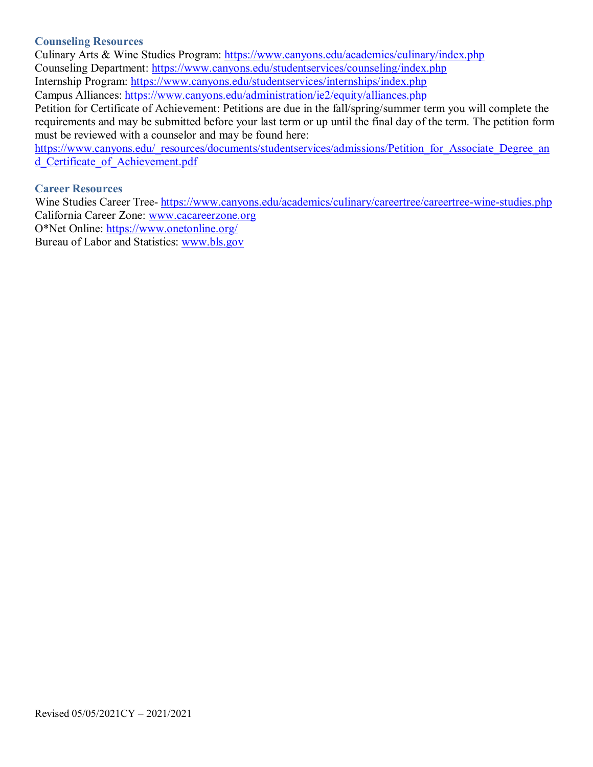### Counseling Resources

Culinary Arts & Wine Studies Program: https://www.canyons.edu/academics/culinary/index.php
Counseling Department: https://www.canyons.edu/studentservices/counseling/index.php
Internship Program: https://www.canyons.edu/studentservices/internships/index.php
Campus Alliances: https://www.canyons.edu/administration/ie2/equity/alliances.php
Petition for Certificate of Achievement: Petitions are due in the fall/spring/summer term you will complete the requirements and may be submitted before your last term or up until the final day of the term. The petition form must be reviewed with a counselor and may be found here: https://www.canyons.edu/_resources/documents/studentservices/admissions/Petition_for_Associate_Degree_and_Certificate_of_Achievement.pdf

### Career Resources

Wine Studies Career Tree- https://www.canyons.edu/academics/culinary/careertree/careertree-wine-studies.php
California Career Zone: www.cacareerzone.org
O*Net Online: https://www.onetonline.org/
Bureau of Labor and Statistics: www.bls.gov

Revised 05/05/2021CY – 2021/2021